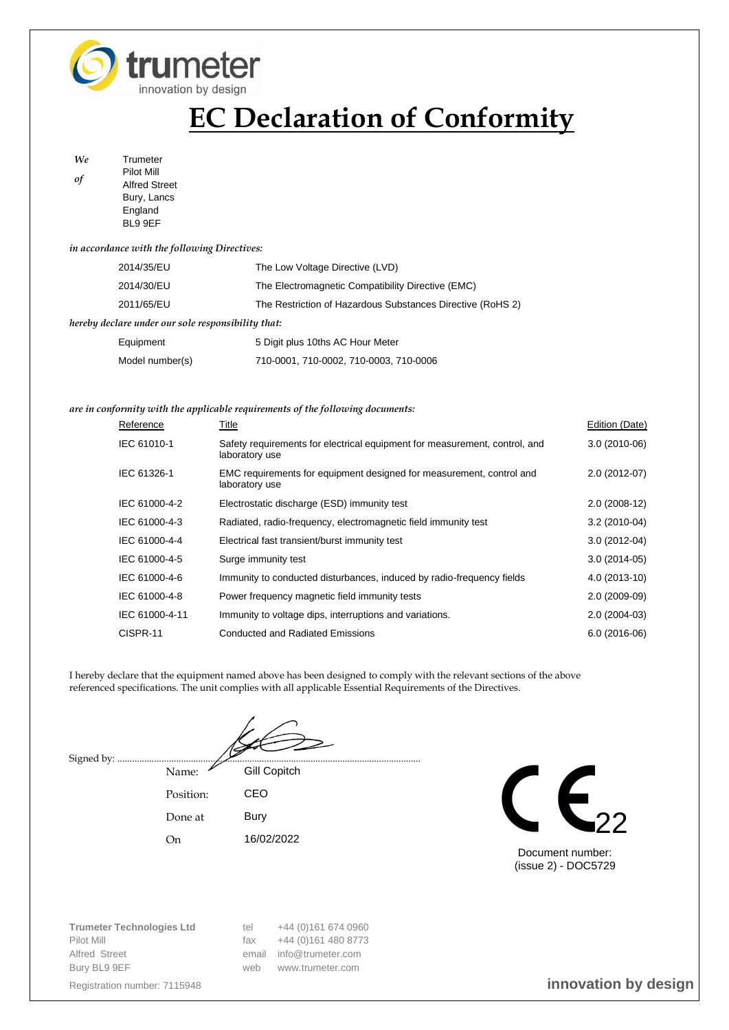trumeter
innovation by design

# EC Declaration of Conformity

*We of*

Trumeter
Pilot Mill
Alfred Street
Bury, Lancs
England
BL9 9EF

*in accordance with the following Directives:*

| | |
|---|---|
| 2014/35/EU | The Low Voltage Directive (LVD) |
| 2014/30/EU | The Electromagnetic Compatibility Directive (EMC) |
| 2011/65/EU | The Restriction of Hazardous Substances Directive (RoHS 2) |

*hereby declare under our sole responsibility that:*

| | |
|---|---|
| Equipment | 5 Digit plus 10ths AC Hour Meter |
| Model number(s) | 710-0001, 710-0002, 710-0003, 710-0006 |

*are in conformity with the applicable requirements of the following documents:*

| Reference | Title | Edition (Date) |
|---|---|---|
| IEC 61010-1 | Safety requirements for electrical equipment for measurement, control, and laboratory use | 3.0 (2010-06) |
| IEC 61326-1 | EMC requirements for equipment designed for measurement, control and laboratory use | 2.0 (2012-07) |
| IEC 61000-4-2 | Electrostatic discharge (ESD) immunity test | 2.0 (2008-12) |
| IEC 61000-4-3 | Radiated, radio-frequency, electromagnetic field immunity test | 3.2 (2010-04) |
| IEC 61000-4-4 | Electrical fast transient/burst immunity test | 3.0 (2012-04) |
| IEC 61000-4-5 | Surge immunity test | 3.0 (2014-05) |
| IEC 61000-4-6 | Immunity to conducted disturbances, induced by radio-frequency fields | 4.0 (2013-10) |
| IEC 61000-4-8 | Power frequency magnetic field immunity tests | 2.0 (2009-09) |
| IEC 61000-4-11 | Immunity to voltage dips, interruptions and variations. | 2.0 (2004-03) |
| CISPR-11 | Conducted and Radiated Emissions | 6.0 (2016-06) |

I hereby declare that the equipment named above has been designed to comply with the relevant sections of the above referenced specifications. The unit complies with all applicable Essential Requirements of the Directives.

Signed by: ..........................................................................................................

| | |
|---|---|
| Name: | Gill Copitch |
| Position: | CEO |
| Done at | Bury |
| On | 16/02/2022 |

CE 22

Document number:
(issue 2) - DOC5729

**Trumeter Technologies Ltd**
Pilot Mill
Alfred Street
Bury BL9 9EF

Registration number: 7115948

tel +44 (0)161 674 0960
fax +44 (0)161 480 8773
email info@trumeter.com
web www.trumeter.com

**innovation by design**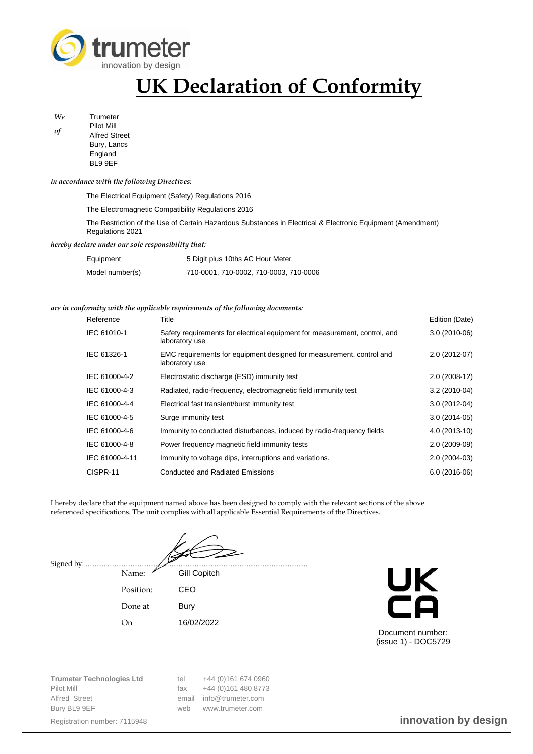trumeter
innovation by design

# UK Declaration of Conformity

*We*
*of*

Trumeter
Pilot Mill
Alfred Street
Bury, Lancs
England
BL9 9EF

*in accordance with the following Directives:*

The Electrical Equipment (Safety) Regulations 2016

The Electromagnetic Compatibility Regulations 2016

The Restriction of the Use of Certain Hazardous Substances in Electrical & Electronic Equipment (Amendment) Regulations 2021

*hereby declare under our sole responsibility that:*

| | |
|---|---|
| Equipment | 5 Digit plus 10ths AC Hour Meter |
| Model number(s) | 710-0001, 710-0002, 710-0003, 710-0006 |

*are in conformity with the applicable requirements of the following documents:*

| Reference | Title | Edition (Date) |
|---|---|---|
| IEC 61010-1 | Safety requirements for electrical equipment for measurement, control, and laboratory use | 3.0 (2010-06) |
| IEC 61326-1 | EMC requirements for equipment designed for measurement, control and laboratory use | 2.0 (2012-07) |
| IEC 61000-4-2 | Electrostatic discharge (ESD) immunity test | 2.0 (2008-12) |
| IEC 61000-4-3 | Radiated, radio-frequency, electromagnetic field immunity test | 3.2 (2010-04) |
| IEC 61000-4-4 | Electrical fast transient/burst immunity test | 3.0 (2012-04) |
| IEC 61000-4-5 | Surge immunity test | 3.0 (2014-05) |
| IEC 61000-4-6 | Immunity to conducted disturbances, induced by radio-frequency fields | 4.0 (2013-10) |
| IEC 61000-4-8 | Power frequency magnetic field immunity tests | 2.0 (2009-09) |
| IEC 61000-4-11 | Immunity to voltage dips, interruptions and variations. | 2.0 (2004-03) |
| CISPR-11 | Conducted and Radiated Emissions | 6.0 (2016-06) |

I hereby declare that the equipment named above has been designed to comply with the relevant sections of the above referenced specifications. The unit complies with all applicable Essential Requirements of the Directives.

Signed by: ..........................................................................................................

| | |
|---|---|
| Name: | Gill Copitch |
| Position: | CEO |
| Done at | Bury |
| On | 16/02/2022 |

UK
CA

Document number:
(issue 1) - DOC5729

**Trumeter Technologies Ltd**
Pilot Mill
Alfred Street
Bury BL9 9EF

Registration number: 7115948

tel +44 (0)161 674 0960
fax +44 (0)161 480 8773
email info@trumeter.com
web www.trumeter.com

**innovation by design**